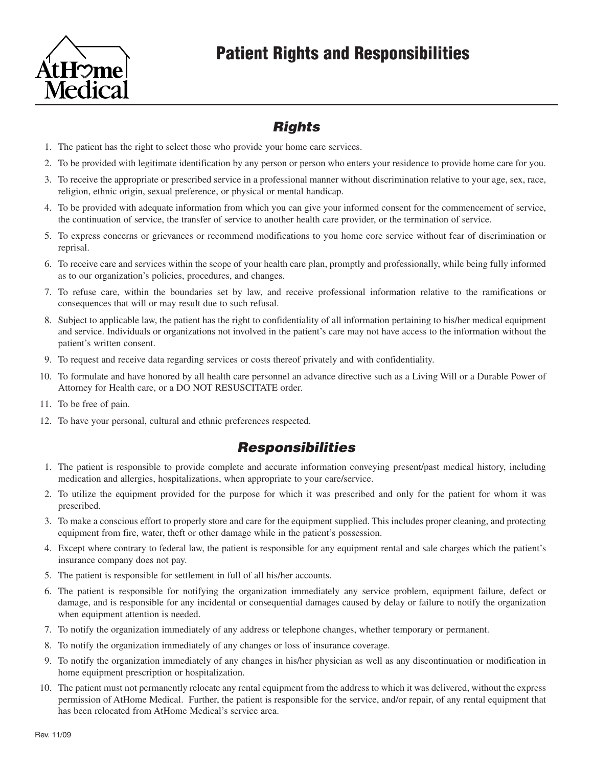AtHome Medical

# Patient Rights and Responsibilities

## Rights

1. The patient has the right to select those who provide your home care services.
2. To be provided with legitimate identification by any person or person who enters your residence to provide home care for you.
3. To receive the appropriate or prescribed service in a professional manner without discrimination relative to your age, sex, race, religion, ethnic origin, sexual preference, or physical or mental handicap.
4. To be provided with adequate information from which you can give your informed consent for the commencement of service, the continuation of service, the transfer of service to another health care provider, or the termination of service.
5. To express concerns or grievances or recommend modifications to you home core service without fear of discrimination or reprisal.
6. To receive care and services within the scope of your health care plan, promptly and professionally, while being fully informed as to our organization's policies, procedures, and changes.
7. To refuse care, within the boundaries set by law, and receive professional information relative to the ramifications or consequences that will or may result due to such refusal.
8. Subject to applicable law, the patient has the right to confidentiality of all information pertaining to his/her medical equipment and service. Individuals or organizations not involved in the patient's care may not have access to the information without the patient's written consent.
9. To request and receive data regarding services or costs thereof privately and with confidentiality.
10. To formulate and have honored by all health care personnel an advance directive such as a Living Will or a Durable Power of Attorney for Health care, or a DO NOT RESUSCITATE order.
11. To be free of pain.
12. To have your personal, cultural and ethnic preferences respected.

## Responsibilities

1. The patient is responsible to provide complete and accurate information conveying present/past medical history, including medication and allergies, hospitalizations, when appropriate to your care/service.
2. To utilize the equipment provided for the purpose for which it was prescribed and only for the patient for whom it was prescribed.
3. To make a conscious effort to properly store and care for the equipment supplied. This includes proper cleaning, and protecting equipment from fire, water, theft or other damage while in the patient's possession.
4. Except where contrary to federal law, the patient is responsible for any equipment rental and sale charges which the patient's insurance company does not pay.
5. The patient is responsible for settlement in full of all his/her accounts.
6. The patient is responsible for notifying the organization immediately any service problem, equipment failure, defect or damage, and is responsible for any incidental or consequential damages caused by delay or failure to notify the organization when equipment attention is needed.
7. To notify the organization immediately of any address or telephone changes, whether temporary or permanent.
8. To notify the organization immediately of any changes or loss of insurance coverage.
9. To notify the organization immediately of any changes in his/her physician as well as any discontinuation or modification in home equipment prescription or hospitalization.
10. The patient must not permanently relocate any rental equipment from the address to which it was delivered, without the express permission of AtHome Medical. Further, the patient is responsible for the service, and/or repair, of any rental equipment that has been relocated from AtHome Medical's service area.

Rev. 11/09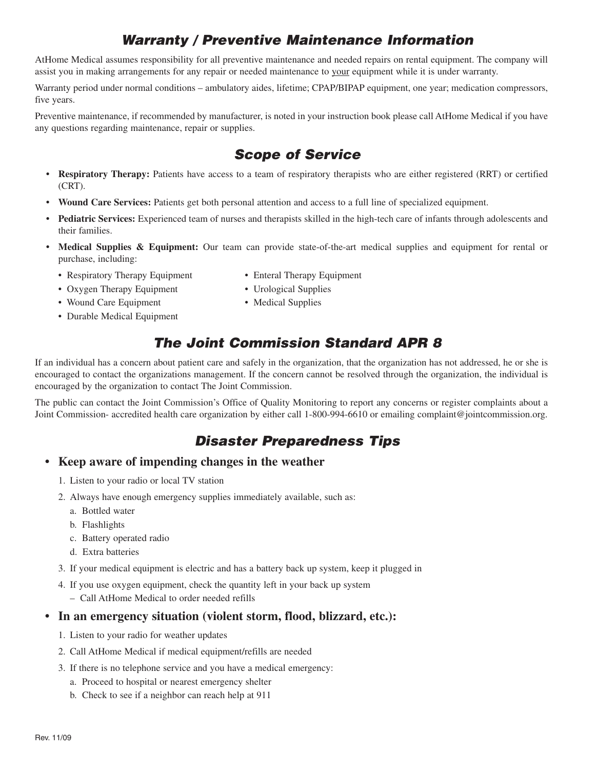## *Warranty / Preventive Maintenance Information*

AtHome Medical assumes responsibility for all preventive maintenance and needed repairs on rental equipment. The company will assist you in making arrangements for any repair or needed maintenance to <u>your</u> equipment while it is under warranty.

Warranty period under normal conditions – ambulatory aides, lifetime; CPAP/BIPAP equipment, one year; medication compressors, five years.

Preventive maintenance, if recommended by manufacturer, is noted in your instruction book please call AtHome Medical if you have any questions regarding maintenance, repair or supplies.

## *Scope of Service*

- **Respiratory Therapy:** Patients have access to a team of respiratory therapists who are either registered (RRT) or certified (CRT).
- **Wound Care Services:** Patients get both personal attention and access to a full line of specialized equipment.
- **Pediatric Services:** Experienced team of nurses and therapists skilled in the high-tech care of infants through adolescents and their families.
- **Medical Supplies & Equipment:** Our team can provide state-of-the-art medical supplies and equipment for rental or purchase, including:
  - Respiratory Therapy Equipment
  - Oxygen Therapy Equipment
  - Wound Care Equipment
  - Durable Medical Equipment
  - Enteral Therapy Equipment
  - Urological Supplies
  - Medical Supplies

## *The Joint Commission Standard APR 8*

If an individual has a concern about patient care and safely in the organization, that the organization has not addressed, he or she is encouraged to contact the organizations management. If the concern cannot be resolved through the organization, the individual is encouraged by the organization to contact The Joint Commission.

The public can contact the Joint Commission's Office of Quality Monitoring to report any concerns or register complaints about a Joint Commission- accredited health care organization by either call 1-800-994-6610 or emailing complaint@jointcommission.org.

## *Disaster Preparedness Tips*

- **Keep aware of impending changes in the weather**
  1. Listen to your radio or local TV station
  2. Always have enough emergency supplies immediately available, such as:
     a. Bottled water
     b. Flashlights
     c. Battery operated radio
     d. Extra batteries
  3. If your medical equipment is electric and has a battery back up system, keep it plugged in
  4. If you use oxygen equipment, check the quantity left in your back up system
     – Call AtHome Medical to order needed refills
- **In an emergency situation (violent storm, flood, blizzard, etc.):**
  1. Listen to your radio for weather updates
  2. Call AtHome Medical if medical equipment/refills are needed
  3. If there is no telephone service and you have a medical emergency:
     a. Proceed to hospital or nearest emergency shelter
     b. Check to see if a neighbor can reach help at 911

Rev. 11/09